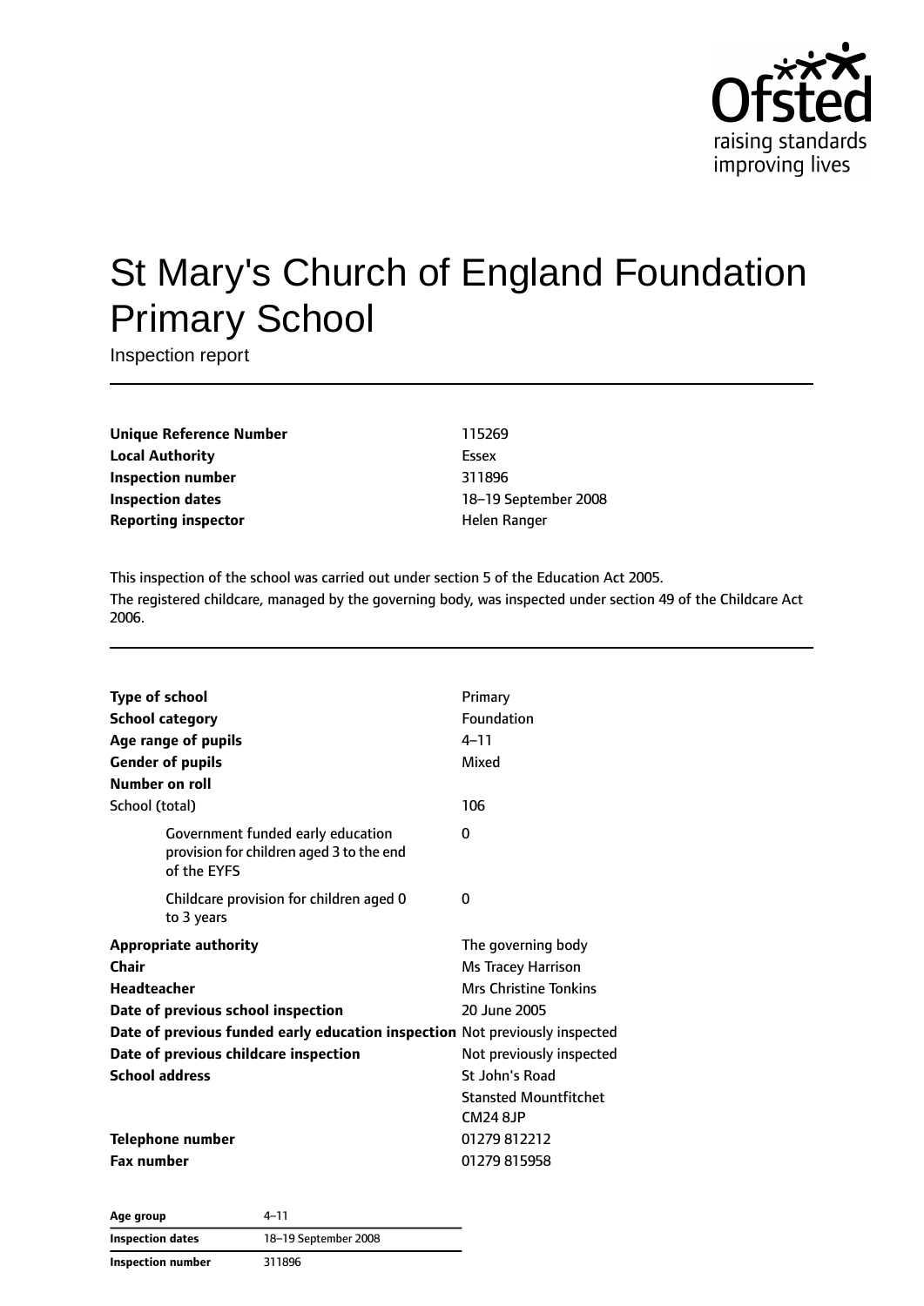# St Mary's Church of England Foundation Primary School

Inspection report

| | |
|---|---|
| **Unique Reference Number** | 115269 |
| **Local Authority** | Essex |
| **Inspection number** | 311896 |
| **Inspection dates** | 18–19 September 2008 |
| **Reporting inspector** | Helen Ranger |

This inspection of the school was carried out under section 5 of the Education Act 2005.

The registered childcare, managed by the governing body, was inspected under section 49 of the Childcare Act 2006.

| | |
|---|---|
| **Type of school** | Primary |
| **School category** | Foundation |
| **Age range of pupils** | 4–11 |
| **Gender of pupils** | Mixed |
| **Number on roll** | |
| School (total) | 106 |
| Government funded early education provision for children aged 3 to the end of the EYFS | 0 |
| Childcare provision for children aged 0 to 3 years | 0 |
| **Appropriate authority** | The governing body |
| **Chair** | Ms Tracey Harrison |
| **Headteacher** | Mrs Christine Tonkins |
| **Date of previous school inspection** | 20 June 2005 |
| **Date of previous funded early education inspection** | Not previously inspected |
| **Date of previous childcare inspection** | Not previously inspected |
| **School address** | St John's Road<br>Stansted Mountfitchet<br>CM24 8JP |
| **Telephone number** | 01279 812212 |
| **Fax number** | 01279 815958 |

| | |
|---|---|
| **Age group** | 4–11 |
| **Inspection dates** | 18–19 September 2008 |
| **Inspection number** | 311896 |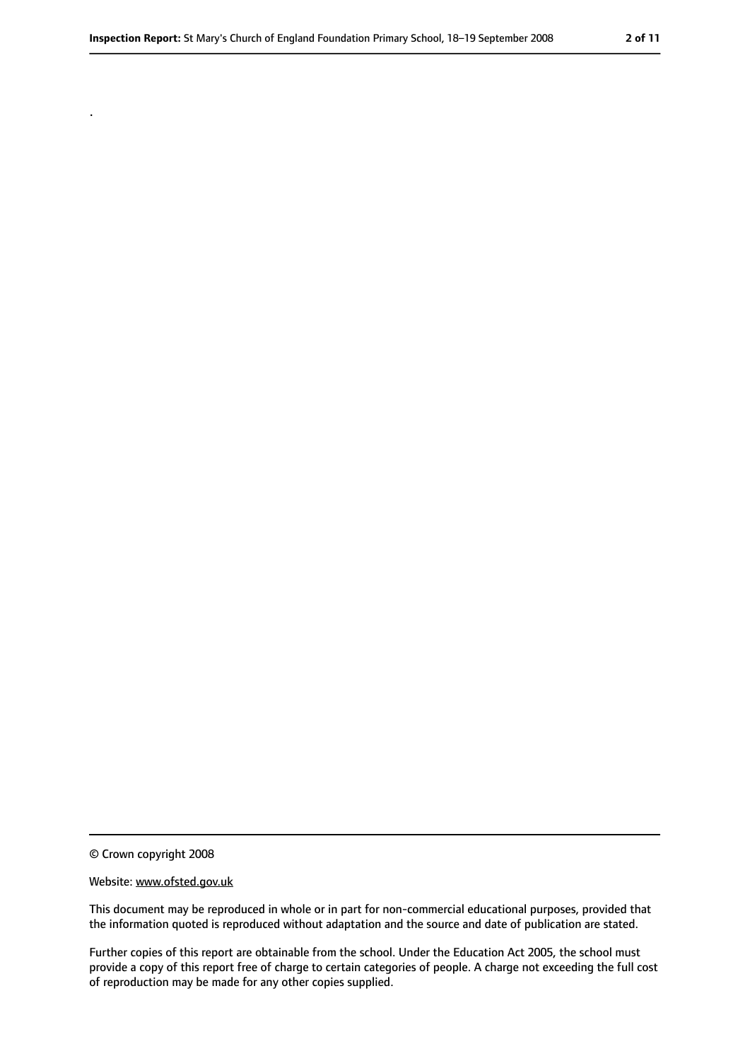.

© Crown copyright 2008

Website: www.ofsted.gov.uk

This document may be reproduced in whole or in part for non-commercial educational purposes, provided that the information quoted is reproduced without adaptation and the source and date of publication are stated.

Further copies of this report are obtainable from the school. Under the Education Act 2005, the school must provide a copy of this report free of charge to certain categories of people. A charge not exceeding the full cost of reproduction may be made for any other copies supplied.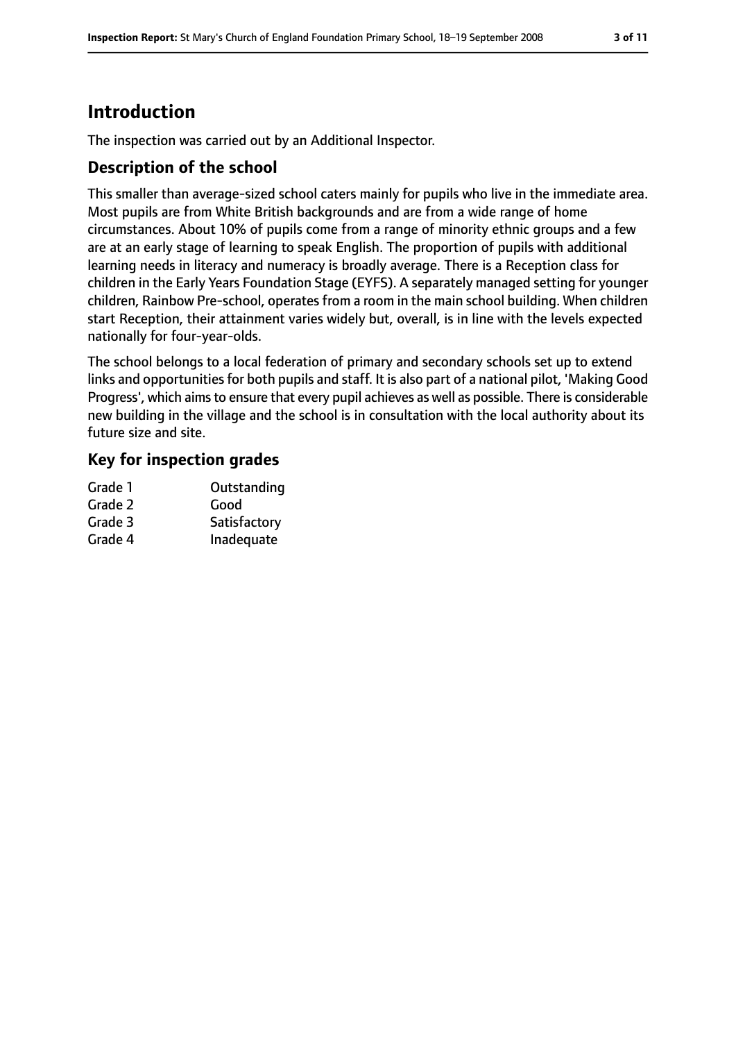# Introduction

The inspection was carried out by an Additional Inspector.

## Description of the school

This smaller than average-sized school caters mainly for pupils who live in the immediate area. Most pupils are from White British backgrounds and are from a wide range of home circumstances. About 10% of pupils come from a range of minority ethnic groups and a few are at an early stage of learning to speak English. The proportion of pupils with additional learning needs in literacy and numeracy is broadly average. There is a Reception class for children in the Early Years Foundation Stage (EYFS). A separately managed setting for younger children, Rainbow Pre-school, operates from a room in the main school building. When children start Reception, their attainment varies widely but, overall, is in line with the levels expected nationally for four-year-olds.

The school belongs to a local federation of primary and secondary schools set up to extend links and opportunities for both pupils and staff. It is also part of a national pilot, 'Making Good Progress', which aims to ensure that every pupil achieves as well as possible. There is considerable new building in the village and the school is in consultation with the local authority about its future size and site.

## Key for inspection grades

| | |
|---|---|
| Grade 1 | Outstanding |
| Grade 2 | Good |
| Grade 3 | Satisfactory |
| Grade 4 | Inadequate |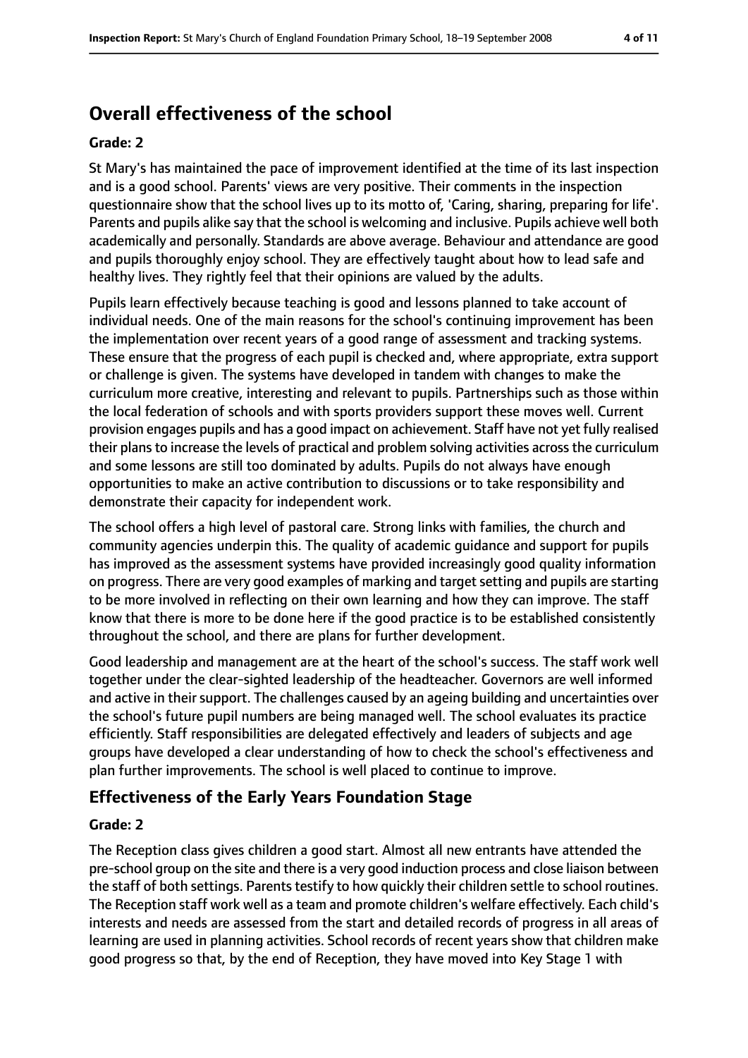## Overall effectiveness of the school

**Grade: 2**

St Mary's has maintained the pace of improvement identified at the time of its last inspection and is a good school. Parents' views are very positive. Their comments in the inspection questionnaire show that the school lives up to its motto of, 'Caring, sharing, preparing for life'. Parents and pupils alike say that the school is welcoming and inclusive. Pupils achieve well both academically and personally. Standards are above average. Behaviour and attendance are good and pupils thoroughly enjoy school. They are effectively taught about how to lead safe and healthy lives. They rightly feel that their opinions are valued by the adults.

Pupils learn effectively because teaching is good and lessons planned to take account of individual needs. One of the main reasons for the school's continuing improvement has been the implementation over recent years of a good range of assessment and tracking systems. These ensure that the progress of each pupil is checked and, where appropriate, extra support or challenge is given. The systems have developed in tandem with changes to make the curriculum more creative, interesting and relevant to pupils. Partnerships such as those within the local federation of schools and with sports providers support these moves well. Current provision engages pupils and has a good impact on achievement. Staff have not yet fully realised their plans to increase the levels of practical and problem solving activities across the curriculum and some lessons are still too dominated by adults. Pupils do not always have enough opportunities to make an active contribution to discussions or to take responsibility and demonstrate their capacity for independent work.

The school offers a high level of pastoral care. Strong links with families, the church and community agencies underpin this. The quality of academic guidance and support for pupils has improved as the assessment systems have provided increasingly good quality information on progress. There are very good examples of marking and target setting and pupils are starting to be more involved in reflecting on their own learning and how they can improve. The staff know that there is more to be done here if the good practice is to be established consistently throughout the school, and there are plans for further development.

Good leadership and management are at the heart of the school's success. The staff work well together under the clear-sighted leadership of the headteacher. Governors are well informed and active in their support. The challenges caused by an ageing building and uncertainties over the school's future pupil numbers are being managed well. The school evaluates its practice efficiently. Staff responsibilities are delegated effectively and leaders of subjects and age groups have developed a clear understanding of how to check the school's effectiveness and plan further improvements. The school is well placed to continue to improve.

### Effectiveness of the Early Years Foundation Stage

**Grade: 2**

The Reception class gives children a good start. Almost all new entrants have attended the pre-school group on the site and there is a very good induction process and close liaison between the staff of both settings. Parents testify to how quickly their children settle to school routines. The Reception staff work well as a team and promote children's welfare effectively. Each child's interests and needs are assessed from the start and detailed records of progress in all areas of learning are used in planning activities. School records of recent years show that children make good progress so that, by the end of Reception, they have moved into Key Stage 1 with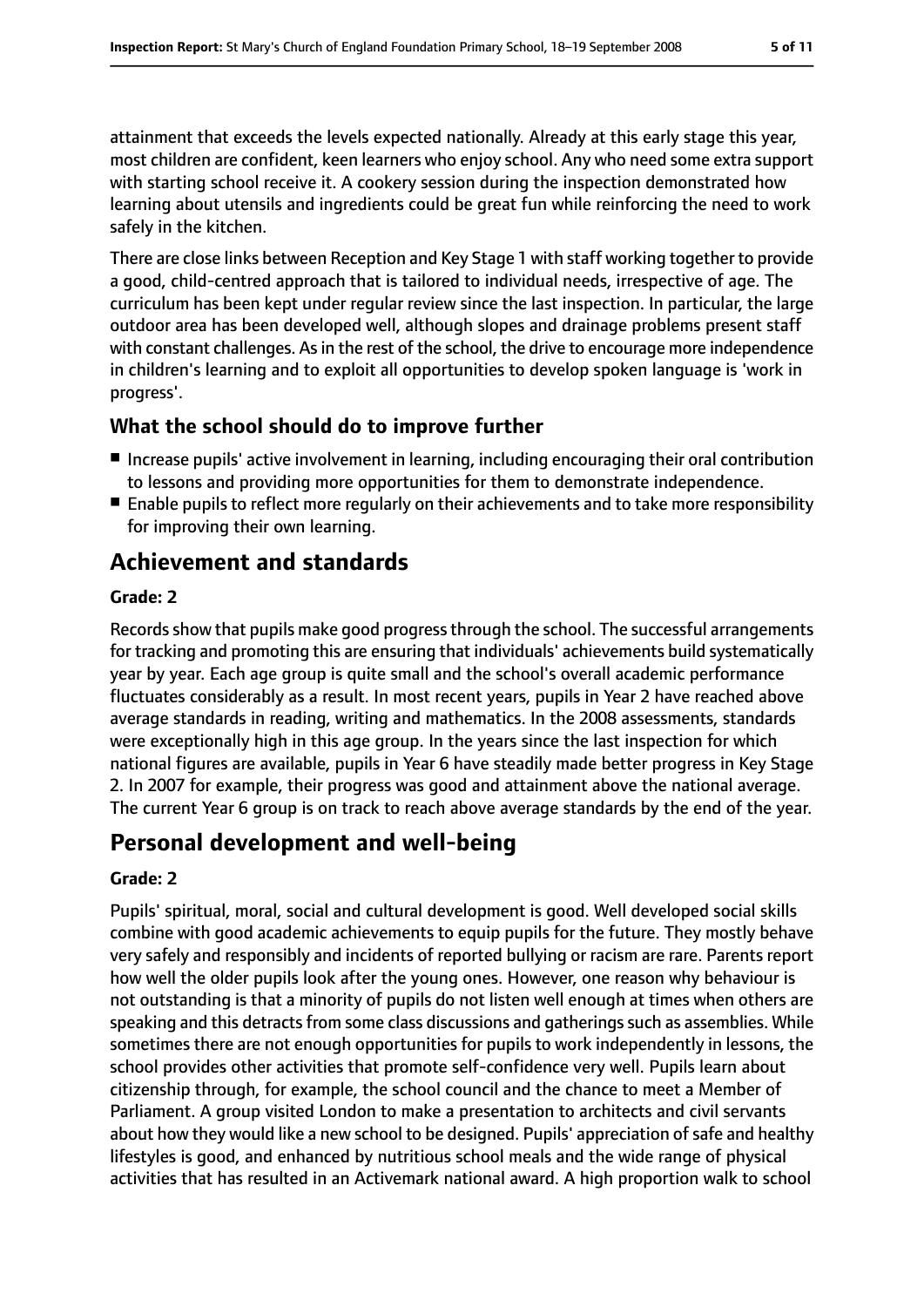attainment that exceeds the levels expected nationally. Already at this early stage this year, most children are confident, keen learners who enjoy school. Any who need some extra support with starting school receive it. A cookery session during the inspection demonstrated how learning about utensils and ingredients could be great fun while reinforcing the need to work safely in the kitchen.

There are close links between Reception and Key Stage 1 with staff working together to provide a good, child-centred approach that is tailored to individual needs, irrespective of age. The curriculum has been kept under regular review since the last inspection. In particular, the large outdoor area has been developed well, although slopes and drainage problems present staff with constant challenges. As in the rest of the school, the drive to encourage more independence in children's learning and to exploit all opportunities to develop spoken language is 'work in progress'.

### What the school should do to improve further

- Increase pupils' active involvement in learning, including encouraging their oral contribution to lessons and providing more opportunities for them to demonstrate independence.
- Enable pupils to reflect more regularly on their achievements and to take more responsibility for improving their own learning.

## Achievement and standards

#### Grade: 2

Records show that pupils make good progress through the school. The successful arrangements for tracking and promoting this are ensuring that individuals' achievements build systematically year by year. Each age group is quite small and the school's overall academic performance fluctuates considerably as a result. In most recent years, pupils in Year 2 have reached above average standards in reading, writing and mathematics. In the 2008 assessments, standards were exceptionally high in this age group. In the years since the last inspection for which national figures are available, pupils in Year 6 have steadily made better progress in Key Stage 2. In 2007 for example, their progress was good and attainment above the national average. The current Year 6 group is on track to reach above average standards by the end of the year.

## Personal development and well-being

#### Grade: 2

Pupils' spiritual, moral, social and cultural development is good. Well developed social skills combine with good academic achievements to equip pupils for the future. They mostly behave very safely and responsibly and incidents of reported bullying or racism are rare. Parents report how well the older pupils look after the young ones. However, one reason why behaviour is not outstanding is that a minority of pupils do not listen well enough at times when others are speaking and this detracts from some class discussions and gatherings such as assemblies. While sometimes there are not enough opportunities for pupils to work independently in lessons, the school provides other activities that promote self-confidence very well. Pupils learn about citizenship through, for example, the school council and the chance to meet a Member of Parliament. A group visited London to make a presentation to architects and civil servants about how they would like a new school to be designed. Pupils' appreciation of safe and healthy lifestyles is good, and enhanced by nutritious school meals and the wide range of physical activities that has resulted in an Activemark national award. A high proportion walk to school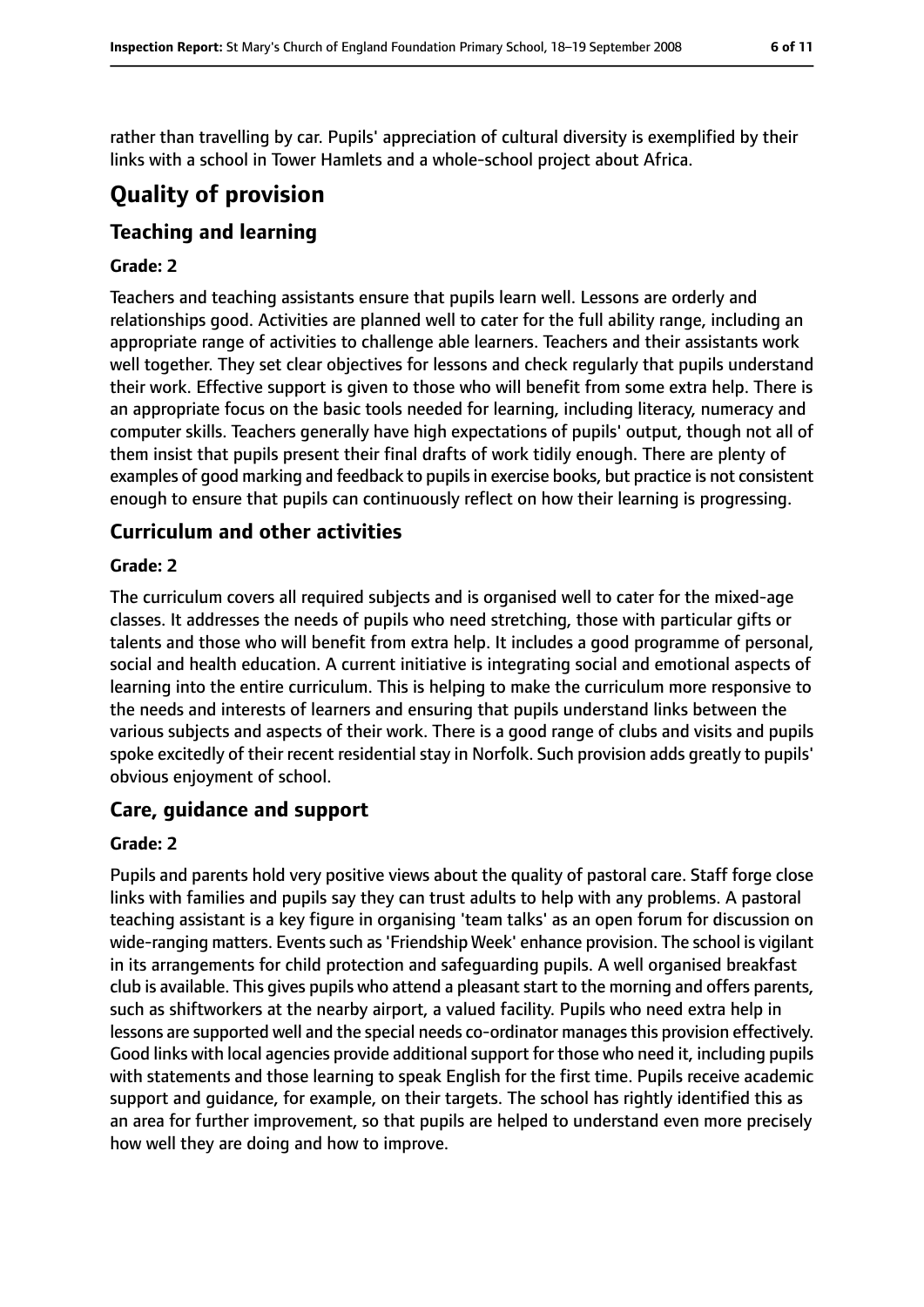rather than travelling by car. Pupils' appreciation of cultural diversity is exemplified by their links with a school in Tower Hamlets and a whole-school project about Africa.

# Quality of provision

## Teaching and learning

### Grade: 2

Teachers and teaching assistants ensure that pupils learn well. Lessons are orderly and relationships good. Activities are planned well to cater for the full ability range, including an appropriate range of activities to challenge able learners. Teachers and their assistants work well together. They set clear objectives for lessons and check regularly that pupils understand their work. Effective support is given to those who will benefit from some extra help. There is an appropriate focus on the basic tools needed for learning, including literacy, numeracy and computer skills. Teachers generally have high expectations of pupils' output, though not all of them insist that pupils present their final drafts of work tidily enough. There are plenty of examples of good marking and feedback to pupils in exercise books, but practice is not consistent enough to ensure that pupils can continuously reflect on how their learning is progressing.

## Curriculum and other activities

### Grade: 2

The curriculum covers all required subjects and is organised well to cater for the mixed-age classes. It addresses the needs of pupils who need stretching, those with particular gifts or talents and those who will benefit from extra help. It includes a good programme of personal, social and health education. A current initiative is integrating social and emotional aspects of learning into the entire curriculum. This is helping to make the curriculum more responsive to the needs and interests of learners and ensuring that pupils understand links between the various subjects and aspects of their work. There is a good range of clubs and visits and pupils spoke excitedly of their recent residential stay in Norfolk. Such provision adds greatly to pupils' obvious enjoyment of school.

## Care, guidance and support

### Grade: 2

Pupils and parents hold very positive views about the quality of pastoral care. Staff forge close links with families and pupils say they can trust adults to help with any problems. A pastoral teaching assistant is a key figure in organising 'team talks' as an open forum for discussion on wide-ranging matters. Events such as 'Friendship Week' enhance provision. The school is vigilant in its arrangements for child protection and safeguarding pupils. A well organised breakfast club is available. This gives pupils who attend a pleasant start to the morning and offers parents, such as shiftworkers at the nearby airport, a valued facility. Pupils who need extra help in lessons are supported well and the special needs co-ordinator manages this provision effectively. Good links with local agencies provide additional support for those who need it, including pupils with statements and those learning to speak English for the first time. Pupils receive academic support and guidance, for example, on their targets. The school has rightly identified this as an area for further improvement, so that pupils are helped to understand even more precisely how well they are doing and how to improve.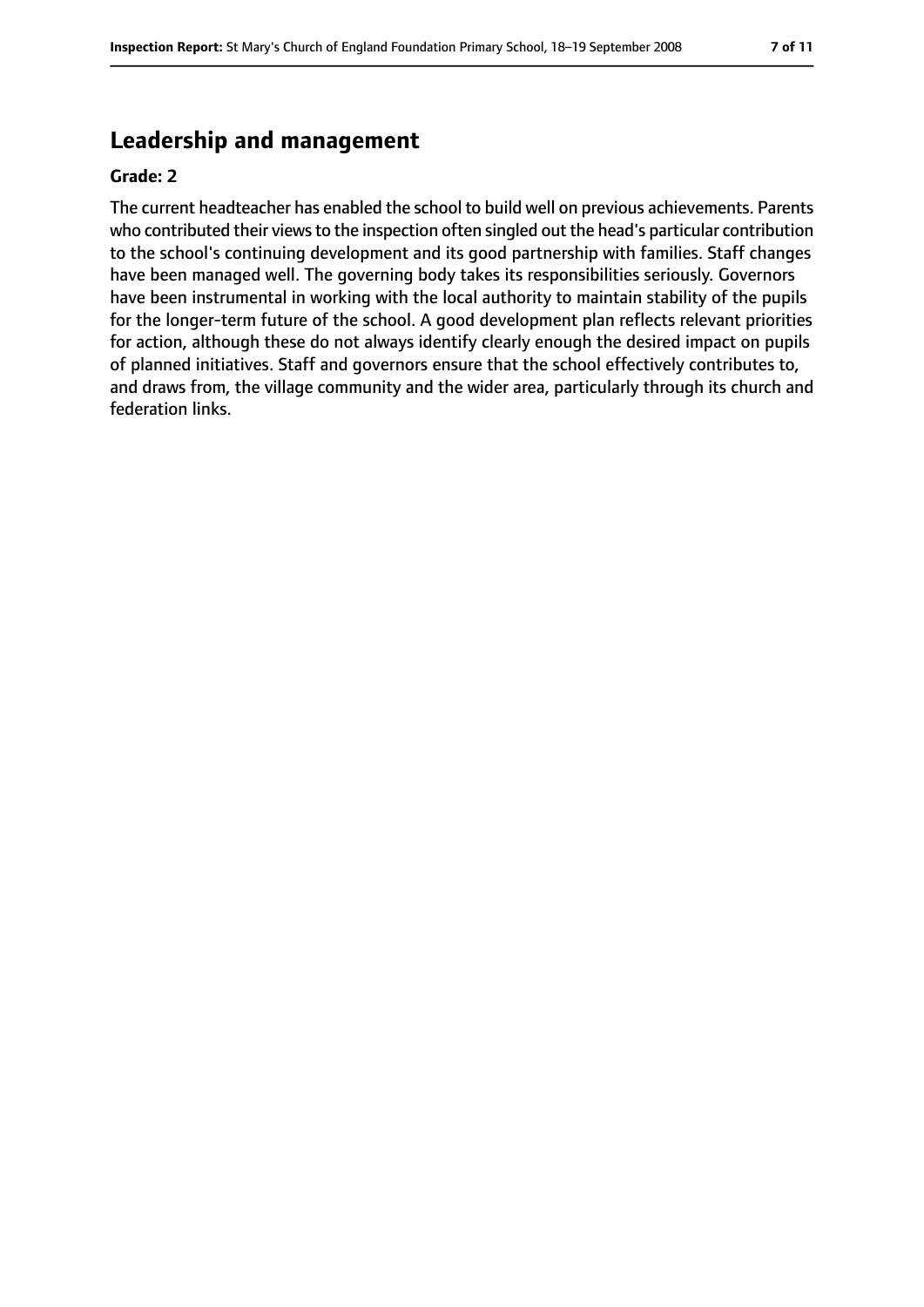## Leadership and management

**Grade: 2**

The current headteacher has enabled the school to build well on previous achievements. Parents who contributed their views to the inspection often singled out the head's particular contribution to the school's continuing development and its good partnership with families. Staff changes have been managed well. The governing body takes its responsibilities seriously. Governors have been instrumental in working with the local authority to maintain stability of the pupils for the longer-term future of the school. A good development plan reflects relevant priorities for action, although these do not always identify clearly enough the desired impact on pupils of planned initiatives. Staff and governors ensure that the school effectively contributes to, and draws from, the village community and the wider area, particularly through its church and federation links.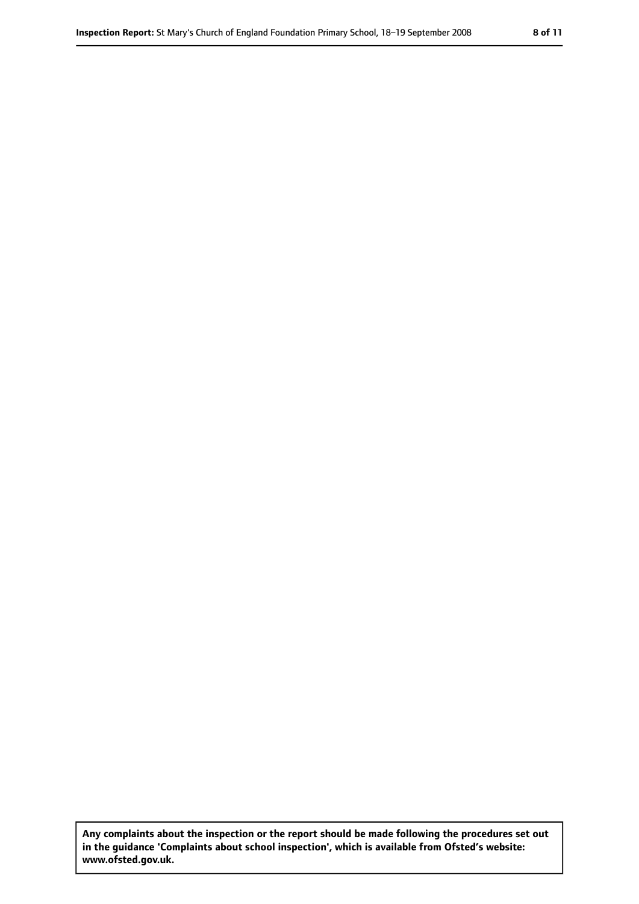**Any complaints about the inspection or the report should be made following the procedures set out in the guidance 'Complaints about school inspection', which is available from Ofsted's website: www.ofsted.gov.uk.**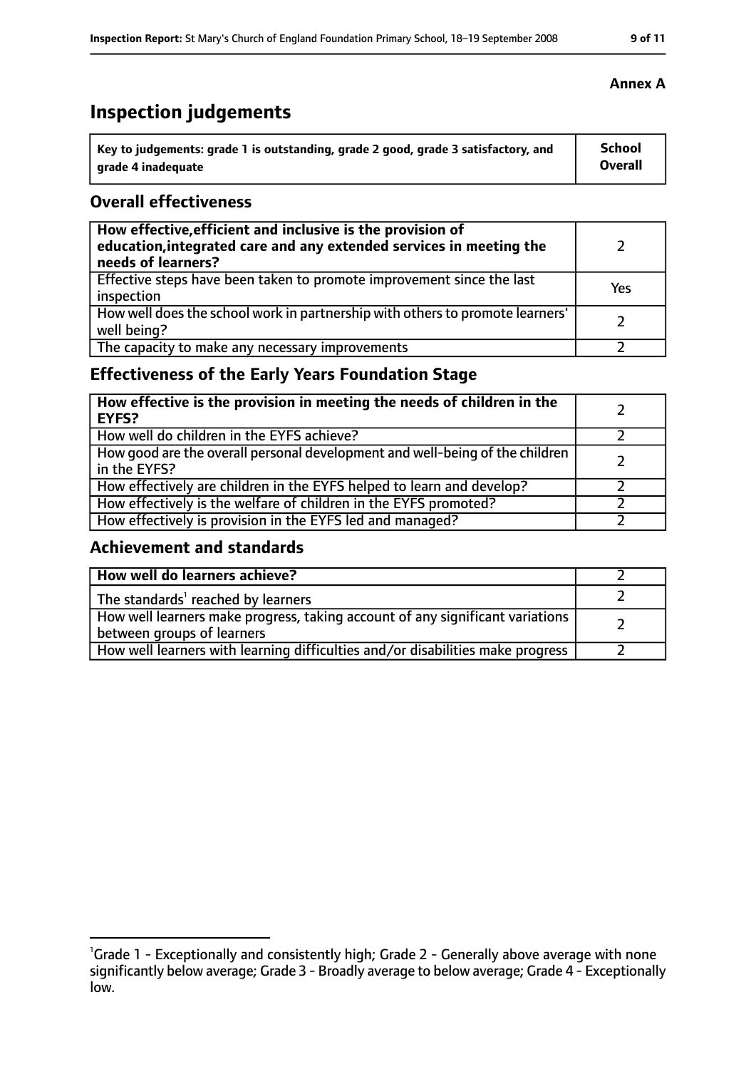**Annex A**

# Inspection judgements

| Key to judgements: grade 1 is outstanding, grade 2 good, grade 3 satisfactory, and grade 4 inadequate | School Overall |
|---|---|

## Overall effectiveness

| | |
|---|---|
| **How effective, efficient and inclusive is the provision of education, integrated care and any extended services in meeting the needs of learners?** | 2 |
| Effective steps have been taken to promote improvement since the last inspection | Yes |
| How well does the school work in partnership with others to promote learners' well being? | 2 |
| The capacity to make any necessary improvements | 2 |

## Effectiveness of the Early Years Foundation Stage

| | |
|---|---|
| **How effective is the provision in meeting the needs of children in the EYFS?** | 2 |
| How well do children in the EYFS achieve? | 2 |
| How good are the overall personal development and well-being of the children in the EYFS? | 2 |
| How effectively are children in the EYFS helped to learn and develop? | 2 |
| How effectively is the welfare of children in the EYFS promoted? | 2 |
| How effectively is provision in the EYFS led and managed? | 2 |

## Achievement and standards

| | |
|---|---|
| **How well do learners achieve?** | 2 |
| The standards[1] reached by learners | 2 |
| How well learners make progress, taking account of any significant variations between groups of learners | 2 |
| How well learners with learning difficulties and/or disabilities make progress | 2 |

[1] Grade 1 - Exceptionally and consistently high; Grade 2 - Generally above average with none significantly below average; Grade 3 - Broadly average to below average; Grade 4 - Exceptionally low.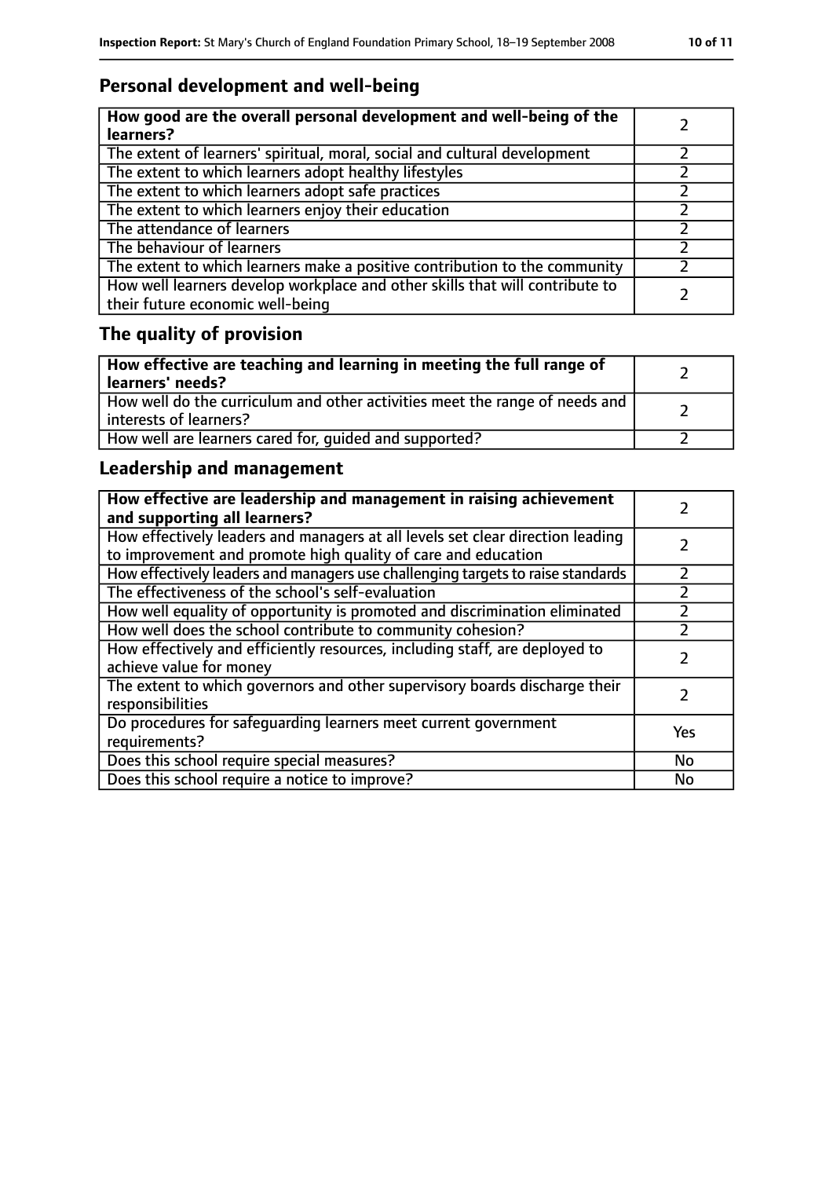## Personal development and well-being

| **How good are the overall personal development and well-being of the learners?** | 2 |
|---|---|
| The extent of learners' spiritual, moral, social and cultural development | 2 |
| The extent to which learners adopt healthy lifestyles | 2 |
| The extent to which learners adopt safe practices | 2 |
| The extent to which learners enjoy their education | 2 |
| The attendance of learners | 2 |
| The behaviour of learners | 2 |
| The extent to which learners make a positive contribution to the community | 2 |
| How well learners develop workplace and other skills that will contribute to their future economic well-being | 2 |

## The quality of provision

| **How effective are teaching and learning in meeting the full range of learners' needs?** | 2 |
|---|---|
| How well do the curriculum and other activities meet the range of needs and interests of learners? | 2 |
| How well are learners cared for, guided and supported? | 2 |

## Leadership and management

| **How effective are leadership and management in raising achievement and supporting all learners?** | 2 |
|---|---|
| How effectively leaders and managers at all levels set clear direction leading to improvement and promote high quality of care and education | 2 |
| How effectively leaders and managers use challenging targets to raise standards | 2 |
| The effectiveness of the school's self-evaluation | 2 |
| How well equality of opportunity is promoted and discrimination eliminated | 2 |
| How well does the school contribute to community cohesion? | 2 |
| How effectively and efficiently resources, including staff, are deployed to achieve value for money | 2 |
| The extent to which governors and other supervisory boards discharge their responsibilities | 2 |
| Do procedures for safeguarding learners meet current government requirements? | Yes |
| Does this school require special measures? | No |
| Does this school require a notice to improve? | No |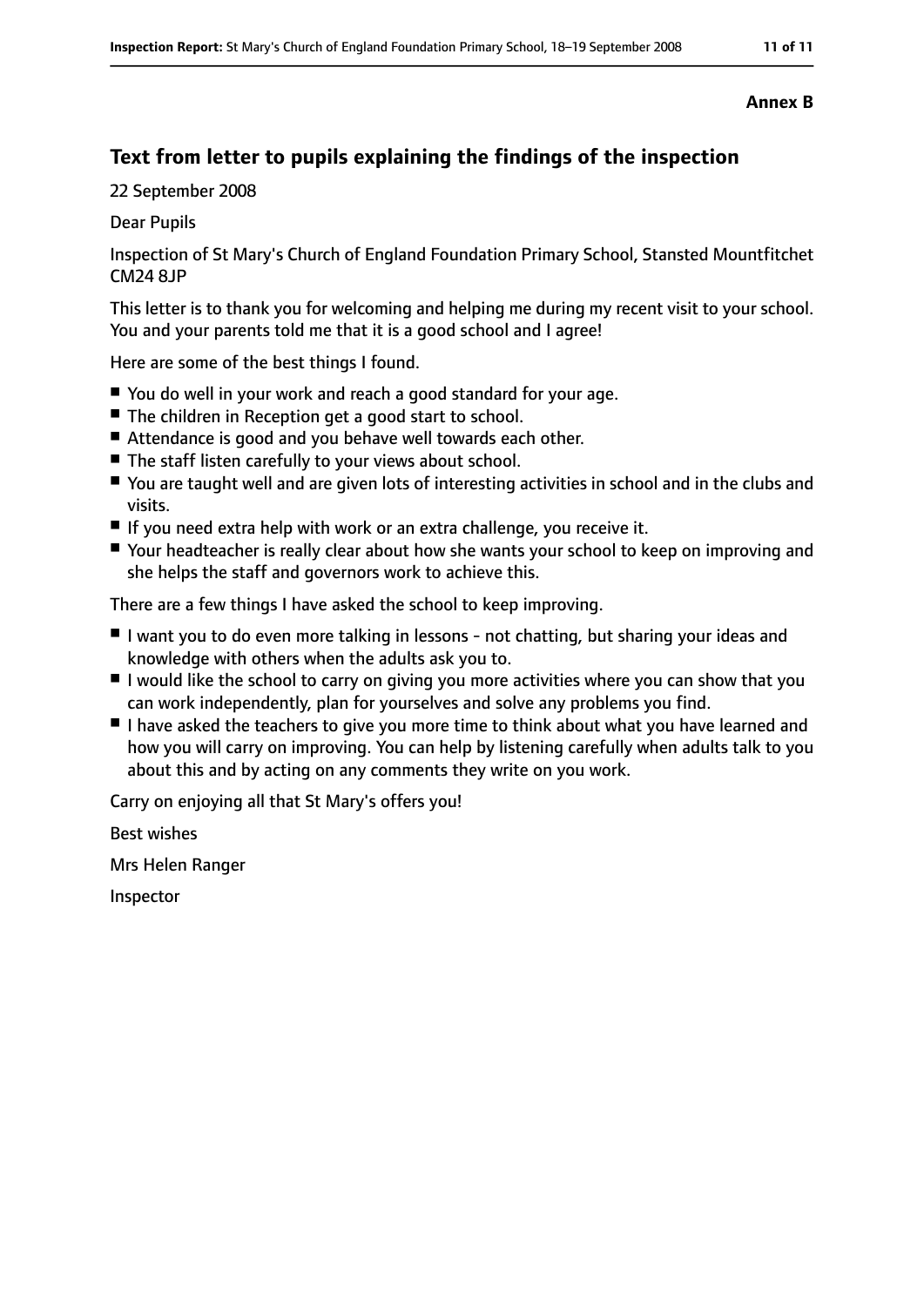**Annex B**

## Text from letter to pupils explaining the findings of the inspection

22 September 2008

Dear Pupils

Inspection of St Mary's Church of England Foundation Primary School, Stansted Mountfitchet CM24 8JP

This letter is to thank you for welcoming and helping me during my recent visit to your school. You and your parents told me that it is a good school and I agree!

Here are some of the best things I found.

- You do well in your work and reach a good standard for your age.
- The children in Reception get a good start to school.
- Attendance is good and you behave well towards each other.
- The staff listen carefully to your views about school.
- You are taught well and are given lots of interesting activities in school and in the clubs and visits.
- If you need extra help with work or an extra challenge, you receive it.
- Your headteacher is really clear about how she wants your school to keep on improving and she helps the staff and governors work to achieve this.

There are a few things I have asked the school to keep improving.

- I want you to do even more talking in lessons - not chatting, but sharing your ideas and knowledge with others when the adults ask you to.
- I would like the school to carry on giving you more activities where you can show that you can work independently, plan for yourselves and solve any problems you find.
- I have asked the teachers to give you more time to think about what you have learned and how you will carry on improving. You can help by listening carefully when adults talk to you about this and by acting on any comments they write on you work.

Carry on enjoying all that St Mary's offers you!

Best wishes

Mrs Helen Ranger

Inspector